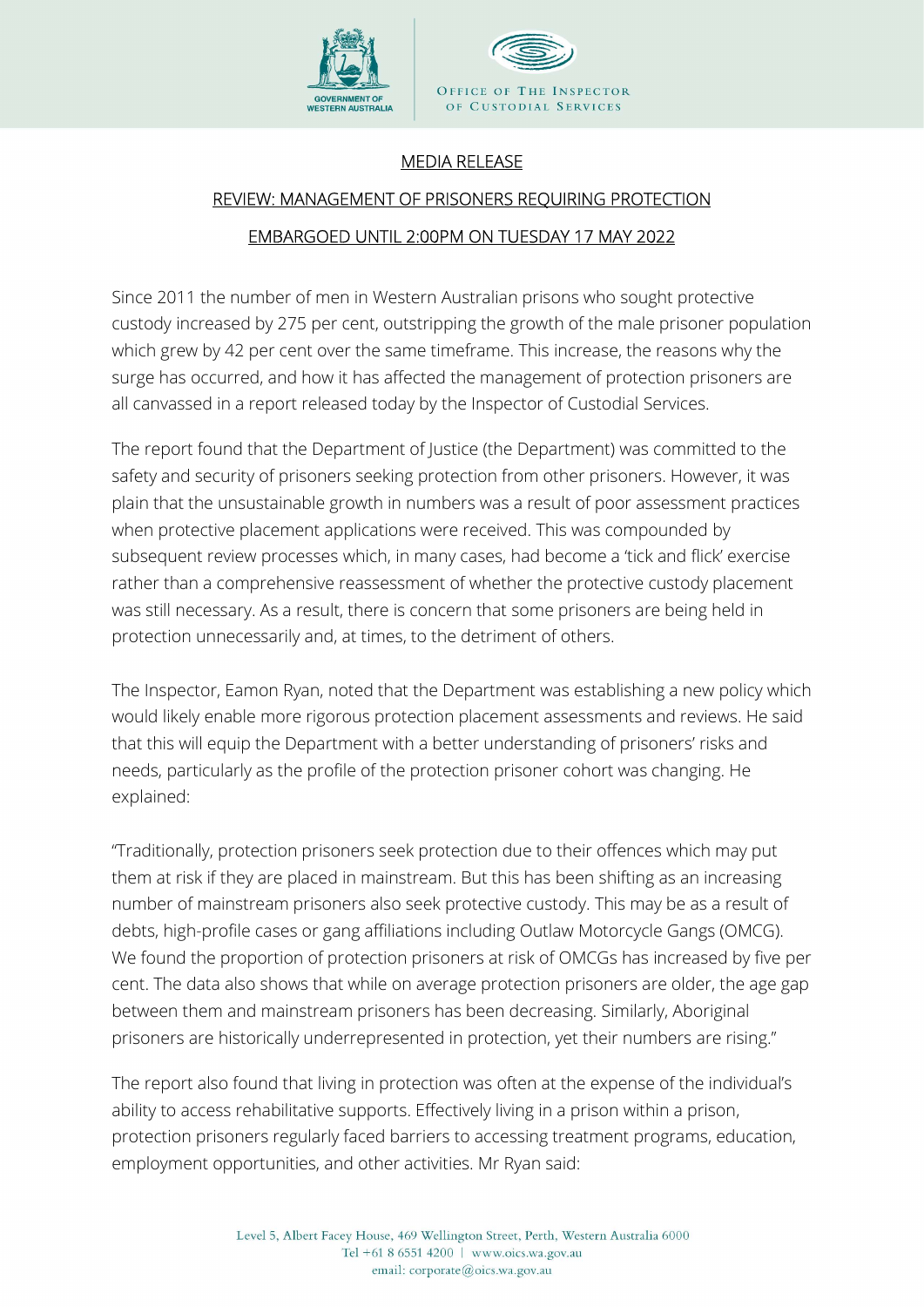GOVERNMENT OF WESTERN AUSTRALIA

OFFICE OF THE INSPECTOR OF CUSTODIAL SERVICES

MEDIA RELEASE

REVIEW: MANAGEMENT OF PRISONERS REQUIRING PROTECTION

EMBARGOED UNTIL 2:00PM ON TUESDAY 17 MAY 2022

Since 2011 the number of men in Western Australian prisons who sought protective custody increased by 275 per cent, outstripping the growth of the male prisoner population which grew by 42 per cent over the same timeframe. This increase, the reasons why the surge has occurred, and how it has affected the management of protection prisoners are all canvassed in a report released today by the Inspector of Custodial Services.

The report found that the Department of Justice (the Department) was committed to the safety and security of prisoners seeking protection from other prisoners. However, it was plain that the unsustainable growth in numbers was a result of poor assessment practices when protective placement applications were received. This was compounded by subsequent review processes which, in many cases, had become a 'tick and flick' exercise rather than a comprehensive reassessment of whether the protective custody placement was still necessary. As a result, there is concern that some prisoners are being held in protection unnecessarily and, at times, to the detriment of others.

The Inspector, Eamon Ryan, noted that the Department was establishing a new policy which would likely enable more rigorous protection placement assessments and reviews. He said that this will equip the Department with a better understanding of prisoners' risks and needs, particularly as the profile of the protection prisoner cohort was changing. He explained:

"Traditionally, protection prisoners seek protection due to their offences which may put them at risk if they are placed in mainstream. But this has been shifting as an increasing number of mainstream prisoners also seek protective custody. This may be as a result of debts, high-profile cases or gang affiliations including Outlaw Motorcycle Gangs (OMCG). We found the proportion of protection prisoners at risk of OMCGs has increased by five per cent. The data also shows that while on average protection prisoners are older, the age gap between them and mainstream prisoners has been decreasing. Similarly, Aboriginal prisoners are historically underrepresented in protection, yet their numbers are rising."

The report also found that living in protection was often at the expense of the individual's ability to access rehabilitative supports. Effectively living in a prison within a prison, protection prisoners regularly faced barriers to accessing treatment programs, education, employment opportunities, and other activities. Mr Ryan said:

Level 5, Albert Facey House, 469 Wellington Street, Perth, Western Australia 6000
Tel +61 8 6551 4200 | www.oics.wa.gov.au
email: corporate@oics.wa.gov.au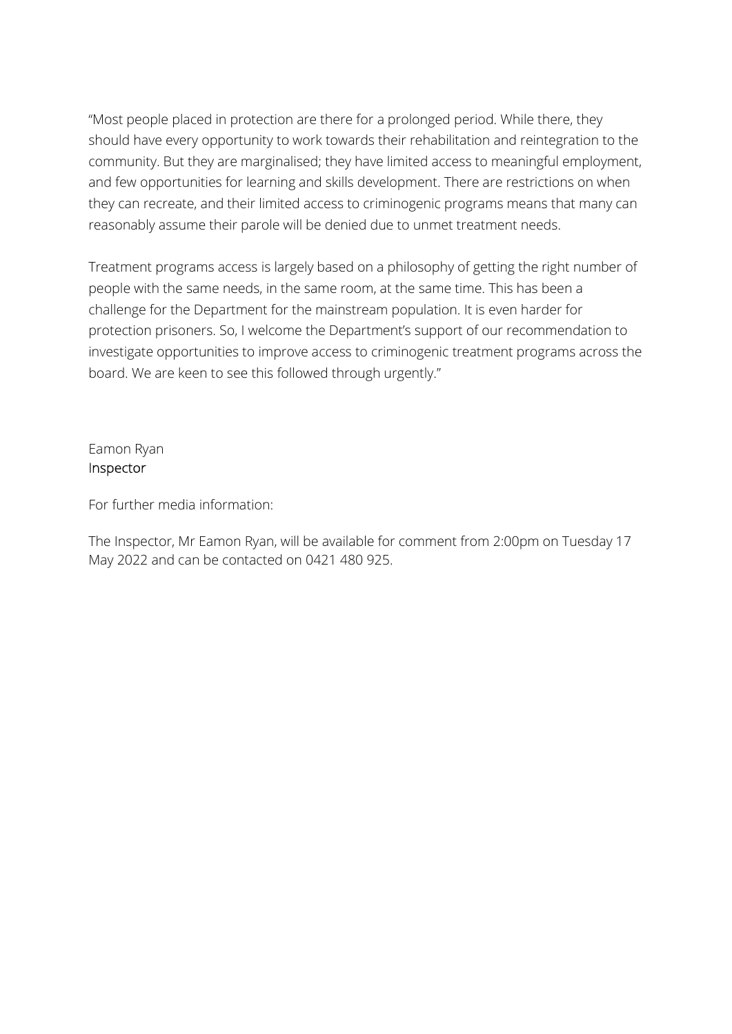"Most people placed in protection are there for a prolonged period. While there, they should have every opportunity to work towards their rehabilitation and reintegration to the community. But they are marginalised; they have limited access to meaningful employment, and few opportunities for learning and skills development. There are restrictions on when they can recreate, and their limited access to criminogenic programs means that many can reasonably assume their parole will be denied due to unmet treatment needs.

Treatment programs access is largely based on a philosophy of getting the right number of people with the same needs, in the same room, at the same time. This has been a challenge for the Department for the mainstream population. It is even harder for protection prisoners. So, I welcome the Department's support of our recommendation to investigate opportunities to improve access to criminogenic treatment programs across the board. We are keen to see this followed through urgently."

Eamon Ryan
Inspector

For further media information:

The Inspector, Mr Eamon Ryan, will be available for comment from 2:00pm on Tuesday 17 May 2022 and can be contacted on 0421 480 925.